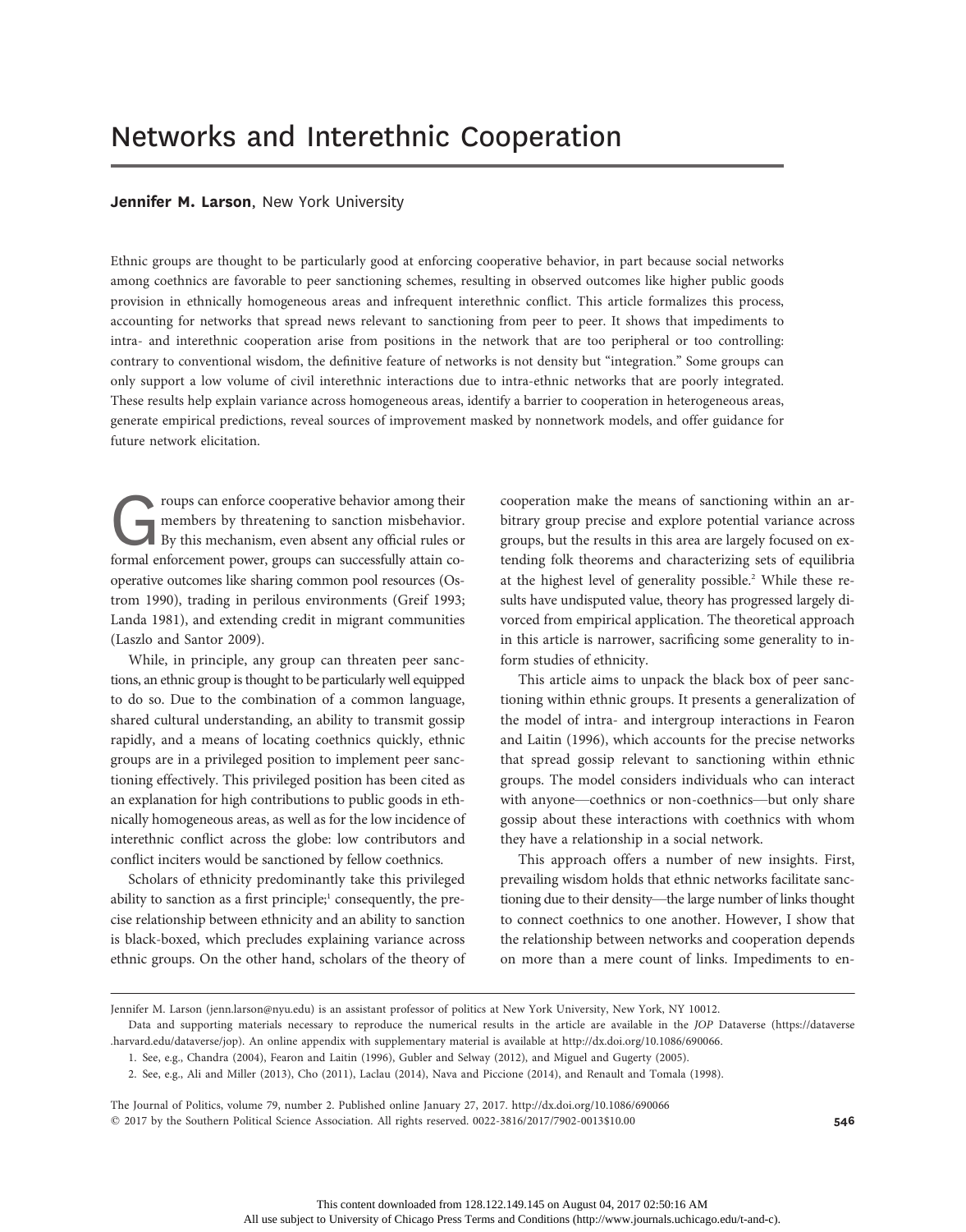# Networks and Interethnic Cooperation

**Jennifer M. Larson**, New York University

Ethnic groups are thought to be particularly good at enforcing cooperative behavior, in part because social networks among coethnics are favorable to peer sanctioning schemes, resulting in observed outcomes like higher public goods provision in ethnically homogeneous areas and infrequent interethnic conflict. This article formalizes this process, accounting for networks that spread news relevant to sanctioning from peer to peer. It shows that impediments to intra- and interethnic cooperation arise from positions in the network that are too peripheral or too controlling: contrary to conventional wisdom, the definitive feature of networks is not density but "integration." Some groups can only support a low volume of civil interethnic interactions due to intra-ethnic networks that are poorly integrated. These results help explain variance across homogeneous areas, identify a barrier to cooperation in heterogeneous areas, generate empirical predictions, reveal sources of improvement masked by nonnetwork models, and offer guidance for future network elicitation.

Groups can enforce cooperative behavior among their members by threatening to sanction misbehavior. By this mechanism, even absent any official rules or formal enforcement power, groups can successfully attain cooperative outcomes like sharing common pool resources (Ostrom 1990), trading in perilous environments (Greif 1993; Landa 1981), and extending credit in migrant communities (Laszlo and Santor 2009).

While, in principle, any group can threaten peer sanctions, an ethnic group is thought to be particularly well equipped to do so. Due to the combination of a common language, shared cultural understanding, an ability to transmit gossip rapidly, and a means of locating coethnics quickly, ethnic groups are in a privileged position to implement peer sanctioning effectively. This privileged position has been cited as an explanation for high contributions to public goods in ethnically homogeneous areas, as well as for the low incidence of interethnic conflict across the globe: low contributors and conflict inciters would be sanctioned by fellow coethnics.

Scholars of ethnicity predominantly take this privileged ability to sanction as a first principle;[1] consequently, the precise relationship between ethnicity and an ability to sanction is black-boxed, which precludes explaining variance across ethnic groups. On the other hand, scholars of the theory of cooperation make the means of sanctioning within an arbitrary group precise and explore potential variance across groups, but the results in this area are largely focused on extending folk theorems and characterizing sets of equilibria at the highest level of generality possible.[2] While these results have undisputed value, theory has progressed largely divorced from empirical application. The theoretical approach in this article is narrower, sacrificing some generality to inform studies of ethnicity.

This article aims to unpack the black box of peer sanctioning within ethnic groups. It presents a generalization of the model of intra- and intergroup interactions in Fearon and Laitin (1996), which accounts for the precise networks that spread gossip relevant to sanctioning within ethnic groups. The model considers individuals who can interact with anyone—coethnics or non-coethnics—but only share gossip about these interactions with coethnics with whom they have a relationship in a social network.

This approach offers a number of new insights. First, prevailing wisdom holds that ethnic networks facilitate sanctioning due to their density—the large number of links thought to connect coethnics to one another. However, I show that the relationship between networks and cooperation depends on more than a mere count of links. Impediments to en-

---

Jennifer M. Larson (jenn.larson@nyu.edu) is an assistant professor of politics at New York University, New York, NY 10012.

Data and supporting materials necessary to reproduce the numerical results in the article are available in the *JOP* Dataverse (https://dataverse.harvard.edu/dataverse/jop). An online appendix with supplementary material is available at http://dx.doi.org/10.1086/690066.

1. See, e.g., Chandra (2004), Fearon and Laitin (1996), Gubler and Selway (2012), and Miguel and Gugerty (2005).

2. See, e.g., Ali and Miller (2013), Cho (2011), Laclau (2014), Nava and Piccione (2014), and Renault and Tomala (1998).

The Journal of Politics, volume 79, number 2. Published online January 27, 2017. http://dx.doi.org/10.1086/690066
© 2017 by the Southern Political Science Association. All rights reserved. 0022-3816/2017/7902-0013$10.00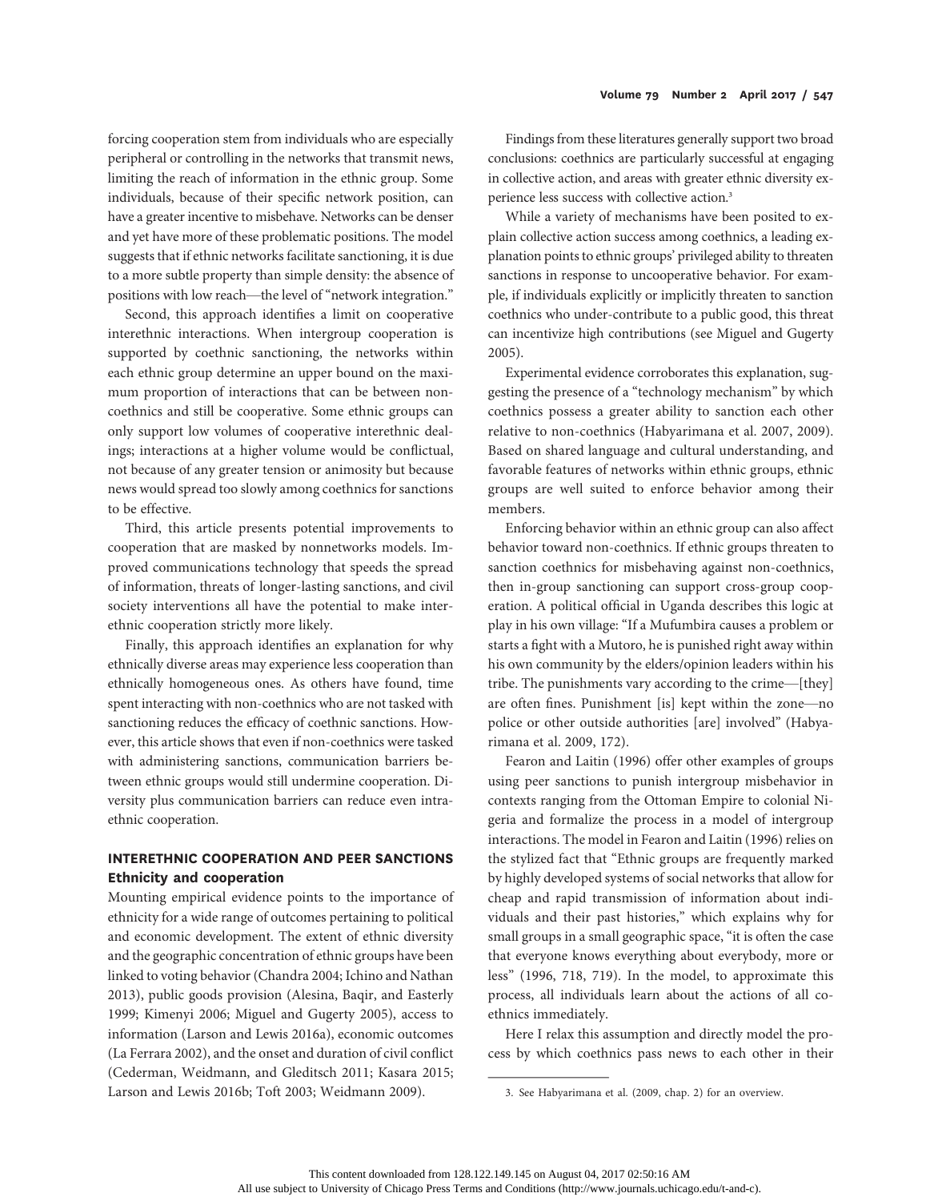forcing cooperation stem from individuals who are especially peripheral or controlling in the networks that transmit news, limiting the reach of information in the ethnic group. Some individuals, because of their specific network position, can have a greater incentive to misbehave. Networks can be denser and yet have more of these problematic positions. The model suggests that if ethnic networks facilitate sanctioning, it is due to a more subtle property than simple density: the absence of positions with low reach—the level of "network integration."

Second, this approach identifies a limit on cooperative interethnic interactions. When intergroup cooperation is supported by coethnic sanctioning, the networks within each ethnic group determine an upper bound on the maximum proportion of interactions that can be between non-coethnics and still be cooperative. Some ethnic groups can only support low volumes of cooperative interethnic dealings; interactions at a higher volume would be conflictual, not because of any greater tension or animosity but because news would spread too slowly among coethnics for sanctions to be effective.

Third, this article presents potential improvements to cooperation that are masked by nonnetworks models. Improved communications technology that speeds the spread of information, threats of longer-lasting sanctions, and civil society interventions all have the potential to make interethnic cooperation strictly more likely.

Finally, this approach identifies an explanation for why ethnically diverse areas may experience less cooperation than ethnically homogeneous ones. As others have found, time spent interacting with non-coethnics who are not tasked with sanctioning reduces the efficacy of coethnic sanctions. However, this article shows that even if non-coethnics were tasked with administering sanctions, communication barriers between ethnic groups would still undermine cooperation. Diversity plus communication barriers can reduce even intraethnic cooperation.

## INTERETHNIC COOPERATION AND PEER SANCTIONS

### Ethnicity and cooperation

Mounting empirical evidence points to the importance of ethnicity for a wide range of outcomes pertaining to political and economic development. The extent of ethnic diversity and the geographic concentration of ethnic groups have been linked to voting behavior (Chandra 2004; Ichino and Nathan 2013), public goods provision (Alesina, Baqir, and Easterly 1999; Kimenyi 2006; Miguel and Gugerty 2005), access to information (Larson and Lewis 2016a), economic outcomes (La Ferrara 2002), and the onset and duration of civil conflict (Cederman, Weidmann, and Gleditsch 2011; Kasara 2015; Larson and Lewis 2016b; Toft 2003; Weidmann 2009).

Findings from these literatures generally support two broad conclusions: coethnics are particularly successful at engaging in collective action, and areas with greater ethnic diversity experience less success with collective action.[3]

While a variety of mechanisms have been posited to explain collective action success among coethnics, a leading explanation points to ethnic groups' privileged ability to threaten sanctions in response to uncooperative behavior. For example, if individuals explicitly or implicitly threaten to sanction coethnics who under-contribute to a public good, this threat can incentivize high contributions (see Miguel and Gugerty 2005).

Experimental evidence corroborates this explanation, suggesting the presence of a "technology mechanism" by which coethnics possess a greater ability to sanction each other relative to non-coethnics (Habyarimana et al. 2007, 2009). Based on shared language and cultural understanding, and favorable features of networks within ethnic groups, ethnic groups are well suited to enforce behavior among their members.

Enforcing behavior within an ethnic group can also affect behavior toward non-coethnics. If ethnic groups threaten to sanction coethnics for misbehaving against non-coethnics, then in-group sanctioning can support cross-group cooperation. A political official in Uganda describes this logic at play in his own village: "If a Mufumbira causes a problem or starts a fight with a Mutoro, he is punished right away within his own community by the elders/opinion leaders within his tribe. The punishments vary according to the crime—[they] are often fines. Punishment [is] kept within the zone—no police or other outside authorities [are] involved" (Habyarimana et al. 2009, 172).

Fearon and Laitin (1996) offer other examples of groups using peer sanctions to punish intergroup misbehavior in contexts ranging from the Ottoman Empire to colonial Nigeria and formalize the process in a model of intergroup interactions. The model in Fearon and Laitin (1996) relies on the stylized fact that "Ethnic groups are frequently marked by highly developed systems of social networks that allow for cheap and rapid transmission of information about individuals and their past histories," which explains why for small groups in a small geographic space, "it is often the case that everyone knows everything about everybody, more or less" (1996, 718, 719). In the model, to approximate this process, all individuals learn about the actions of all coethnics immediately.

Here I relax this assumption and directly model the process by which coethnics pass news to each other in their

3. See Habyarimana et al. (2009, chap. 2) for an overview.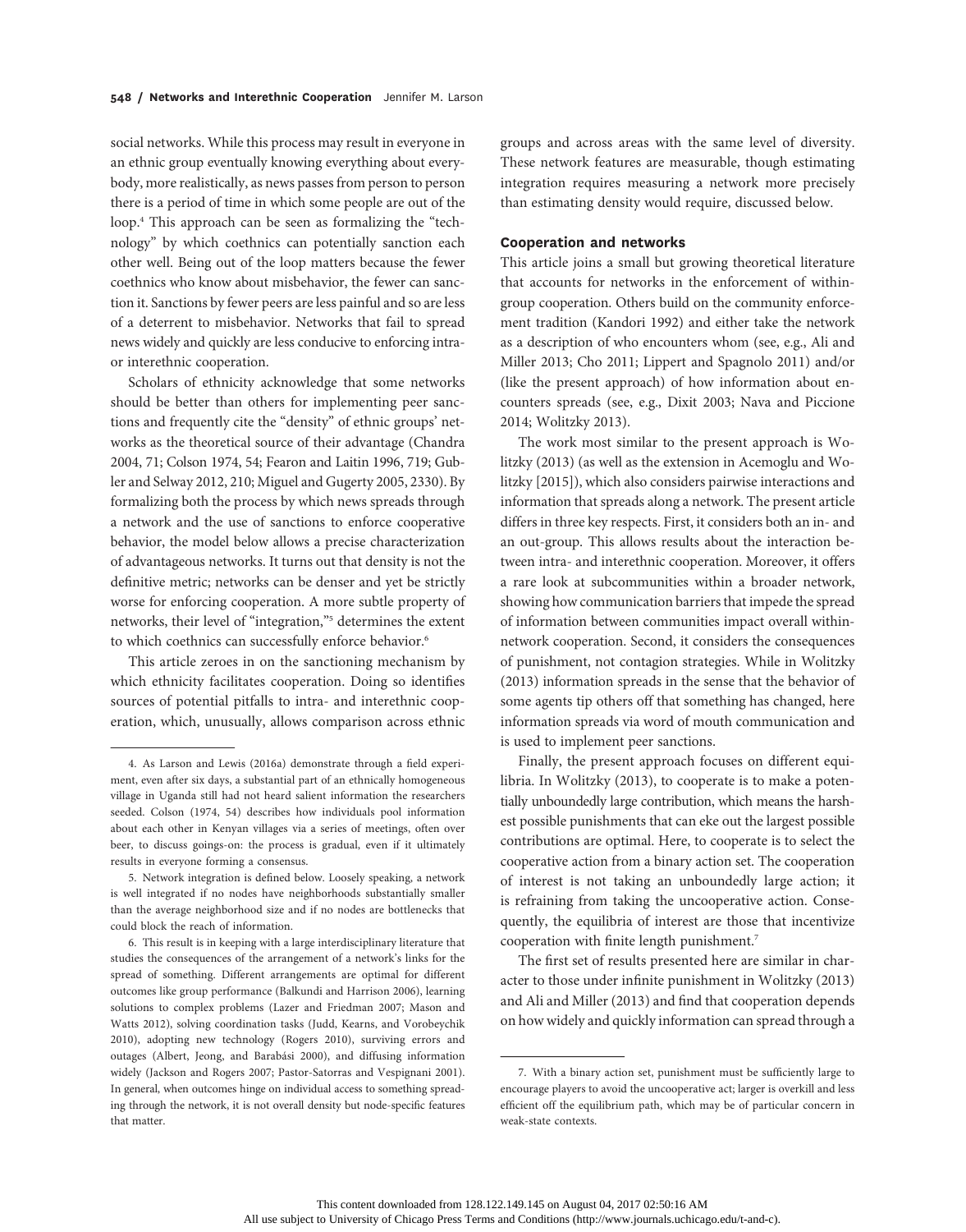social networks. While this process may result in everyone in an ethnic group eventually knowing everything about everybody, more realistically, as news passes from person to person there is a period of time in which some people are out of the loop.[4] This approach can be seen as formalizing the "technology" by which coethnics can potentially sanction each other well. Being out of the loop matters because the fewer coethnics who know about misbehavior, the fewer can sanction it. Sanctions by fewer peers are less painful and so are less of a deterrent to misbehavior. Networks that fail to spread news widely and quickly are less conducive to enforcing intra- or interethnic cooperation.

Scholars of ethnicity acknowledge that some networks should be better than others for implementing peer sanctions and frequently cite the "density" of ethnic groups' networks as the theoretical source of their advantage (Chandra 2004, 71; Colson 1974, 54; Fearon and Laitin 1996, 719; Gubler and Selway 2012, 210; Miguel and Gugerty 2005, 2330). By formalizing both the process by which news spreads through a network and the use of sanctions to enforce cooperative behavior, the model below allows a precise characterization of advantageous networks. It turns out that density is not the definitive metric; networks can be denser and yet be strictly worse for enforcing cooperation. A more subtle property of networks, their level of "integration,"[5] determines the extent to which coethnics can successfully enforce behavior.[6]

This article zeroes in on the sanctioning mechanism by which ethnicity facilitates cooperation. Doing so identifies sources of potential pitfalls to intra- and interethnic cooperation, which, unusually, allows comparison across ethnic groups and across areas with the same level of diversity. These network features are measurable, though estimating integration requires measuring a network more precisely than estimating density would require, discussed below.

### Cooperation and networks

This article joins a small but growing theoretical literature that accounts for networks in the enforcement of within-group cooperation. Others build on the community enforcement tradition (Kandori 1992) and either take the network as a description of who encounters whom (see, e.g., Ali and Miller 2013; Cho 2011; Lippert and Spagnolo 2011) and/or (like the present approach) of how information about encounters spreads (see, e.g., Dixit 2003; Nava and Piccione 2014; Wolitzky 2013).

The work most similar to the present approach is Wolitzky (2013) (as well as the extension in Acemoglu and Wolitzky [2015]), which also considers pairwise interactions and information that spreads along a network. The present article differs in three key respects. First, it considers both an in- and an out-group. This allows results about the interaction between intra- and interethnic cooperation. Moreover, it offers a rare look at subcommunities within a broader network, showing how communication barriers that impede the spread of information between communities impact overall within-network cooperation. Second, it considers the consequences of punishment, not contagion strategies. While in Wolitzky (2013) information spreads in the sense that the behavior of some agents tip others off that something has changed, here information spreads via word of mouth communication and is used to implement peer sanctions.

Finally, the present approach focuses on different equilibria. In Wolitzky (2013), to cooperate is to make a potentially unboundedly large contribution, which means the harshest possible punishments that can eke out the largest possible contributions are optimal. Here, to cooperate is to select the cooperative action from a binary action set. The cooperation of interest is not taking an unboundedly large action; it is refraining from taking the uncooperative action. Consequently, the equilibria of interest are those that incentivize cooperation with finite length punishment.[7]

The first set of results presented here are similar in character to those under infinite punishment in Wolitzky (2013) and Ali and Miller (2013) and find that cooperation depends on how widely and quickly information can spread through a

---

4. As Larson and Lewis (2016a) demonstrate through a field experiment, even after six days, a substantial part of an ethnically homogeneous village in Uganda still had not heard salient information the researchers seeded. Colson (1974, 54) describes how individuals pool information about each other in Kenyan villages via a series of meetings, often over beer, to discuss goings-on: the process is gradual, even if it ultimately results in everyone forming a consensus.

5. Network integration is defined below. Loosely speaking, a network is well integrated if no nodes have neighborhoods substantially smaller than the average neighborhood size and if no nodes are bottlenecks that could block the reach of information.

6. This result is in keeping with a large interdisciplinary literature that studies the consequences of the arrangement of a network's links for the spread of something. Different arrangements are optimal for different outcomes like group performance (Balkundi and Harrison 2006), learning solutions to complex problems (Lazer and Friedman 2007; Mason and Watts 2012), solving coordination tasks (Judd, Kearns, and Vorobeychik 2010), adopting new technology (Rogers 2010), surviving errors and outages (Albert, Jeong, and Barabási 2000), and diffusing information widely (Jackson and Rogers 2007; Pastor-Satorras and Vespignani 2001). In general, when outcomes hinge on individual access to something spreading through the network, it is not overall density but node-specific features that matter.

7. With a binary action set, punishment must be sufficiently large to encourage players to avoid the uncooperative act; larger is overkill and less efficient off the equilibrium path, which may be of particular concern in weak-state contexts.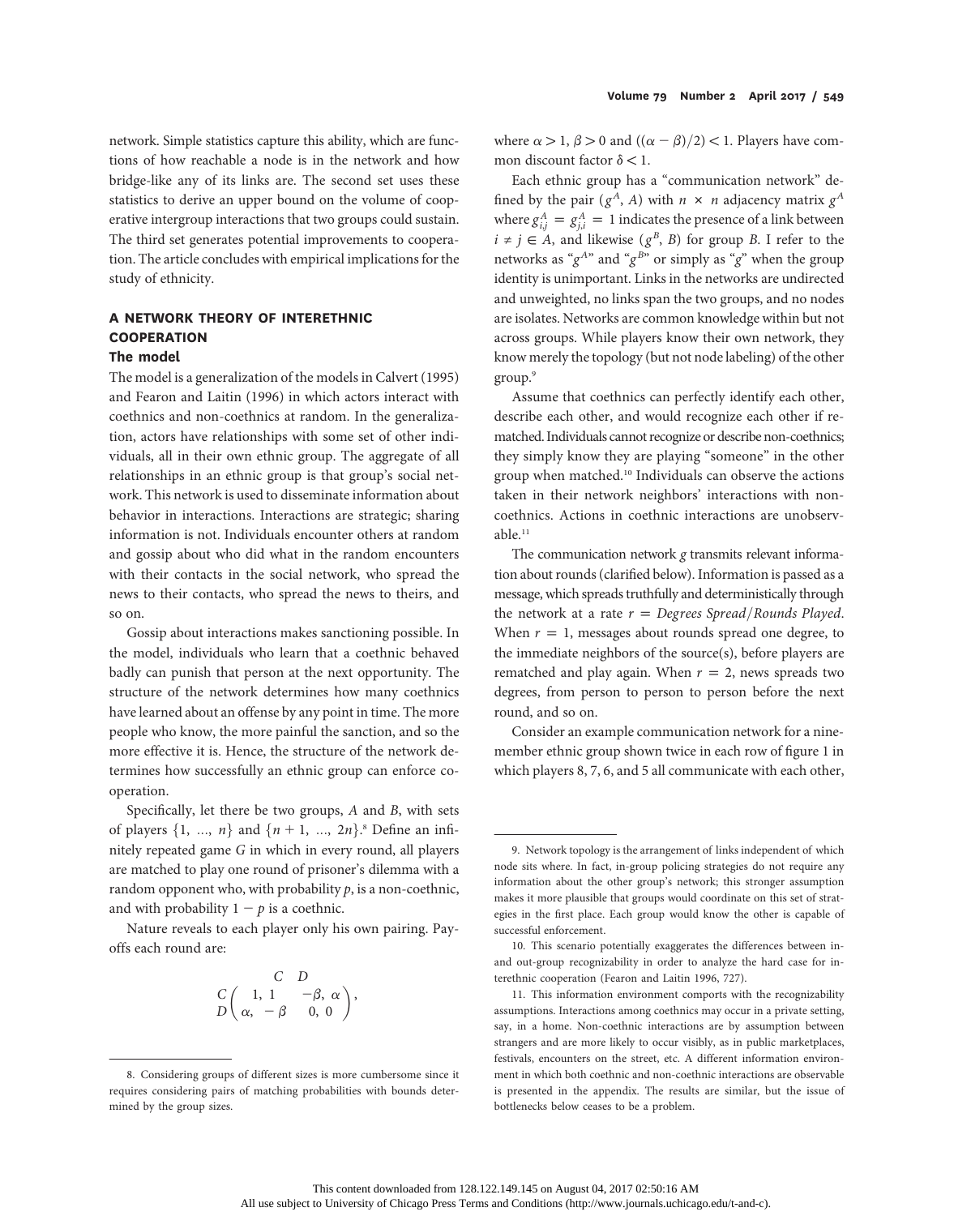network. Simple statistics capture this ability, which are functions of how reachable a node is in the network and how bridge-like any of its links are. The second set uses these statistics to derive an upper bound on the volume of cooperative intergroup interactions that two groups could sustain. The third set generates potential improvements to cooperation. The article concludes with empirical implications for the study of ethnicity.

## A NETWORK THEORY OF INTERETHNIC COOPERATION

### The model

The model is a generalization of the models in Calvert (1995) and Fearon and Laitin (1996) in which actors interact with coethnics and non-coethnics at random. In the generalization, actors have relationships with some set of other individuals, all in their own ethnic group. The aggregate of all relationships in an ethnic group is that group's social network. This network is used to disseminate information about behavior in interactions. Interactions are strategic; sharing information is not. Individuals encounter others at random and gossip about who did what in the random encounters with their contacts in the social network, who spread the news to their contacts, who spread the news to theirs, and so on.

Gossip about interactions makes sanctioning possible. In the model, individuals who learn that a coethnic behaved badly can punish that person at the next opportunity. The structure of the network determines how many coethnics have learned about an offense by any point in time. The more people who know, the more painful the sanction, and so the more effective it is. Hence, the structure of the network determines how successfully an ethnic group can enforce cooperation.

Specifically, let there be two groups, $A$ and $B$, with sets of players $\{1, \ldots, n\}$ and $\{n + 1, \ldots, 2n\}$.[8] Define an infinitely repeated game $G$ in which in every round, all players are matched to play one round of prisoner's dilemma with a random opponent who, with probability $p$, is a non-coethnic, and with probability $1 - p$ is a coethnic.

Nature reveals to each player only his own pairing. Payoffs each round are:

$$\begin{array}{c c} & \begin{array}{cc} C & D \end{array} \\ \begin{array}{c} C \\ D \end{array} & \left( \begin{array}{cc} 1,\ 1 & -\beta,\ \alpha \\ \alpha,\ -\beta & 0,\ 0 \end{array} \right), \end{array}$$

where $\alpha > 1$, $\beta > 0$ and $((\alpha - \beta)/2) < 1$. Players have common discount factor $\delta < 1$.

Each ethnic group has a "communication network" defined by the pair $(g^A, A)$ with $n \times n$ adjacency matrix $g^A$ where $g^A_{i,j} = g^A_{j,i} = 1$ indicates the presence of a link between $i \neq j \in A$, and likewise $(g^B, B)$ for group $B$. I refer to the networks as "$g^A$" and "$g^B$" or simply as "$g$" when the group identity is unimportant. Links in the networks are undirected and unweighted, no links span the two groups, and no nodes are isolates. Networks are common knowledge within but not across groups. While players know their own network, they know merely the topology (but not node labeling) of the other group.[9]

Assume that coethnics can perfectly identify each other, describe each other, and would recognize each other if rematched. Individuals cannot recognize or describe non-coethnics; they simply know they are playing "someone" in the other group when matched.[10] Individuals can observe the actions taken in their network neighbors' interactions with non-coethnics. Actions in coethnic interactions are unobservable.[11]

The communication network $g$ transmits relevant information about rounds (clarified below). Information is passed as a message, which spreads truthfully and deterministically through the network at a rate $r = \textit{Degrees Spread}/\textit{Rounds Played}$. When $r = 1$, messages about rounds spread one degree, to the immediate neighbors of the source(s), before players are rematched and play again. When $r = 2$, news spreads two degrees, from person to person to person before the next round, and so on.

Consider an example communication network for a nine-member ethnic group shown twice in each row of figure 1 in which players 8, 7, 6, and 5 all communicate with each other,

8. Considering groups of different sizes is more cumbersome since it requires considering pairs of matching probabilities with bounds determined by the group sizes.

9. Network topology is the arrangement of links independent of which node sits where. In fact, in-group policing strategies do not require any information about the other group's network; this stronger assumption makes it more plausible that groups would coordinate on this set of strategies in the first place. Each group would know the other is capable of successful enforcement.

10. This scenario potentially exaggerates the differences between in- and out-group recognizability in order to analyze the hard case for interethnic cooperation (Fearon and Laitin 1996, 727).

11. This information environment comports with the recognizability assumptions. Interactions among coethnics may occur in a private setting, say, in a home. Non-coethnic interactions are by assumption between strangers and are more likely to occur visibly, as in public marketplaces, festivals, encounters on the street, etc. A different information environment in which both coethnic and non-coethnic interactions are observable is presented in the appendix. The results are similar, but the issue of bottlenecks below ceases to be a problem.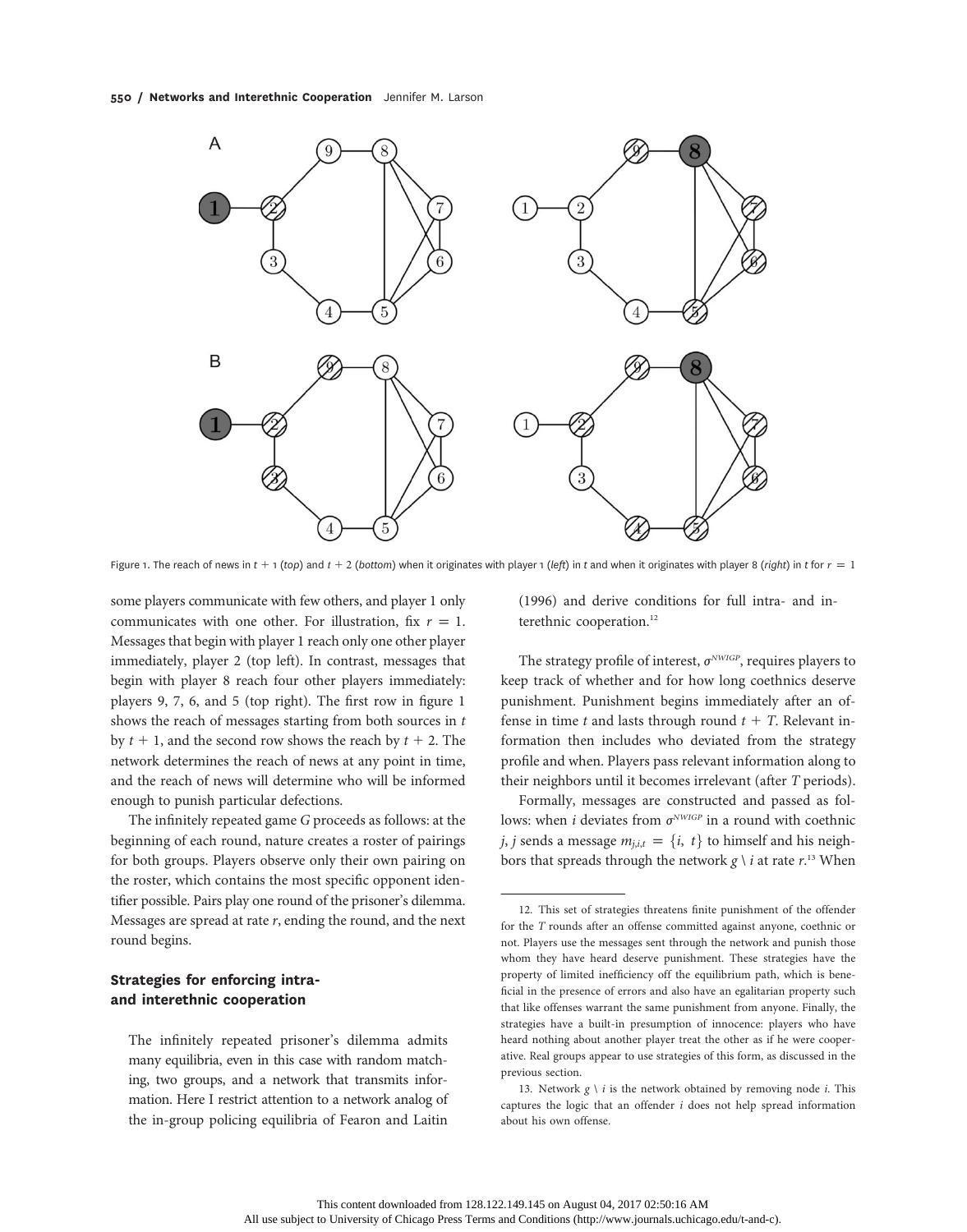Figure 1. The reach of news in $t + 1$ (*top*) and $t + 2$ (*bottom*) when it originates with player 1 (*left*) in $t$ and when it originates with player 8 (*right*) in $t$ for $r = 1$

some players communicate with few others, and player 1 only communicates with one other. For illustration, fix $r = 1$. Messages that begin with player 1 reach only one other player immediately, player 2 (top left). In contrast, messages that begin with player 8 reach four other players immediately: players 9, 7, 6, and 5 (top right). The first row in figure 1 shows the reach of messages starting from both sources in $t$ by $t + 1$, and the second row shows the reach by $t + 2$. The network determines the reach of news at any point in time, and the reach of news will determine who will be informed enough to punish particular defections.

The infinitely repeated game $G$ proceeds as follows: at the beginning of each round, nature creates a roster of pairings for both groups. Players observe only their own pairing on the roster, which contains the most specific opponent identifier possible. Pairs play one round of the prisoner's dilemma. Messages are spread at rate $r$, ending the round, and the next round begins.

## Strategies for enforcing intra- and interethnic cooperation

The infinitely repeated prisoner's dilemma admits many equilibria, even in this case with random matching, two groups, and a network that transmits information. Here I restrict attention to a network analog of the in-group policing equilibria of Fearon and Laitin (1996) and derive conditions for full intra- and interethnic cooperation.[12]

The strategy profile of interest, $\sigma^{NWIGP}$, requires players to keep track of whether and for how long coethnics deserve punishment. Punishment begins immediately after an offense in time $t$ and lasts through round $t + T$. Relevant information then includes who deviated from the strategy profile and when. Players pass relevant information along to their neighbors until it becomes irrelevant (after $T$ periods).

Formally, messages are constructed and passed as follows: when $i$ deviates from $\sigma^{NWIGP}$ in a round with coethnic $j$, $j$ sends a message $m_{j,i,t} = \{i, t\}$ to himself and his neighbors that spreads through the network $g \setminus i$ at rate $r$.[13] When

---

12. This set of strategies threatens finite punishment of the offender for the $T$ rounds after an offense committed against anyone, coethnic or not. Players use the messages sent through the network and punish those whom they have heard deserve punishment. These strategies have the property of limited inefficiency off the equilibrium path, which is beneficial in the presence of errors and also have an egalitarian property such that like offenses warrant the same punishment from anyone. Finally, the strategies have a built-in presumption of innocence: players who have heard nothing about another player treat the other as if he were cooperative. Real groups appear to use strategies of this form, as discussed in the previous section.

13. Network $g \setminus i$ is the network obtained by removing node $i$. This captures the logic that an offender $i$ does not help spread information about his own offense.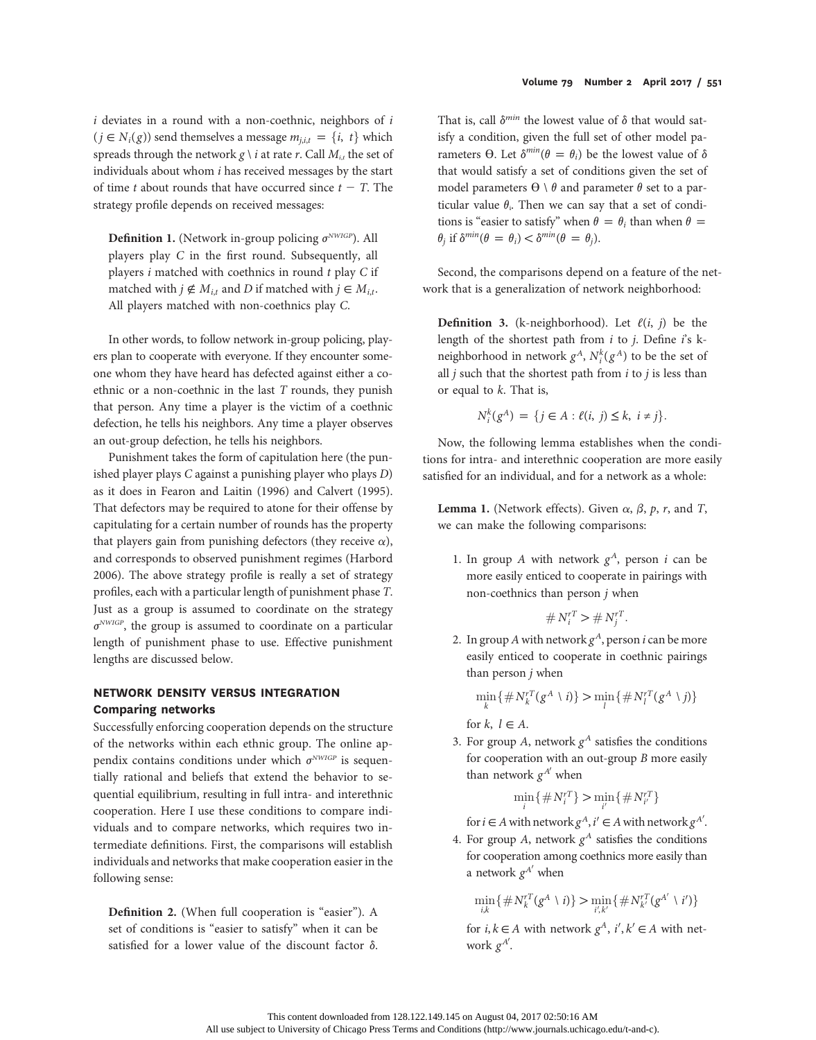$i$ deviates in a round with a non-coethnic, neighbors of $i$ ($j \in N_i(g)$) send themselves a message $m_{j,i,t} = \{i, t\}$ which spreads through the network $g \setminus i$ at rate $r$. Call $M_{i,t}$ the set of individuals about whom $i$ has received messages by the start of time $t$ about rounds that have occurred since $t - T$. The strategy profile depends on received messages:

**Definition 1.** (Network in-group policing $\sigma^{NWIGP}$). All players play $C$ in the first round. Subsequently, all players $i$ matched with coethnics in round $t$ play $C$ if matched with $j \notin M_{i,t}$ and $D$ if matched with $j \in M_{i,t}$. All players matched with non-coethnics play $C$.

In other words, to follow network in-group policing, players plan to cooperate with everyone. If they encounter someone whom they have heard has defected against either a coethnic or a non-coethnic in the last $T$ rounds, they punish that person. Any time a player is the victim of a coethnic defection, he tells his neighbors. Any time a player observes an out-group defection, he tells his neighbors.

Punishment takes the form of capitulation here (the punished player plays $C$ against a punishing player who plays $D$) as it does in Fearon and Laitin (1996) and Calvert (1995). That defectors may be required to atone for their offense by capitulating for a certain number of rounds has the property that players gain from punishing defectors (they receive $\alpha$), and corresponds to observed punishment regimes (Harbord 2006). The above strategy profile is really a set of strategy profiles, each with a particular length of punishment phase $T$. Just as a group is assumed to coordinate on the strategy $\sigma^{NWIGP}$, the group is assumed to coordinate on a particular length of punishment phase to use. Effective punishment lengths are discussed below.

## NETWORK DENSITY VERSUS INTEGRATION

### Comparing networks

Successfully enforcing cooperation depends on the structure of the networks within each ethnic group. The online appendix contains conditions under which $\sigma^{NWIGP}$ is sequentially rational and beliefs that extend the behavior to sequential equilibrium, resulting in full intra- and interethnic cooperation. Here I use these conditions to compare individuals and to compare networks, which requires two intermediate definitions. First, the comparisons will establish individuals and networks that make cooperation easier in the following sense:

**Definition 2.** (When full cooperation is "easier"). A set of conditions is "easier to satisfy" when it can be satisfied for a lower value of the discount factor $\delta$. That is, call $\delta^{min}$ the lowest value of $\delta$ that would satisfy a condition, given the full set of other model parameters $\Theta$. Let $\delta^{min}(\theta = \theta_i)$ be the lowest value of $\delta$ that would satisfy a set of conditions given the set of model parameters $\Theta \setminus \theta$ and parameter $\theta$ set to a particular value $\theta_i$. Then we can say that a set of conditions is "easier to satisfy" when $\theta = \theta_i$ than when $\theta = \theta_j$ if $\delta^{min}(\theta = \theta_i) < \delta^{min}(\theta = \theta_j)$.

Second, the comparisons depend on a feature of the network that is a generalization of network neighborhood:

**Definition 3.** (k-neighborhood). Let $\ell(i, j)$ be the length of the shortest path from $i$ to $j$. Define $i$'s k-neighborhood in network $g^A$, $N_i^k(g^A)$ to be the set of all $j$ such that the shortest path from $i$ to $j$ is less than or equal to $k$. That is,

$$N_i^k(g^A) = \{j \in A : \ell(i, j) \leq k, \ i \neq j\}.$$

Now, the following lemma establishes when the conditions for intra- and interethnic cooperation are more easily satisfied for an individual, and for a network as a whole:

**Lemma 1.** (Network effects). Given $\alpha$, $\beta$, $p$, $r$, and $T$, we can make the following comparisons:

1. In group $A$ with network $g^A$, person $i$ can be more easily enticed to cooperate in pairings with non-coethnics than person $j$ when

$$\# N_i^{rT} > \# N_j^{rT}.$$

2. In group $A$ with network $g^A$, person $i$ can be more easily enticed to cooperate in coethnic pairings than person $j$ when

$$\min_k \{\# N_k^{rT}(g^A \setminus i)\} > \min_l \{\# N_l^{rT}(g^A \setminus j)\}$$

for $k, \ l \in A$.

3. For group $A$, network $g^A$ satisfies the conditions for cooperation with an out-group $B$ more easily than network $g^{A'}$ when

$$\min_i \{\# N_i^{rT}\} > \min_{i'} \{\# N_{i'}^{rT}\}$$

for $i \in A$ with network $g^A$, $i' \in A$ with network $g^{A'}$.

4. For group $A$, network $g^A$ satisfies the conditions for cooperation among coethnics more easily than a network $g^{A'}$ when

$$\min_{i,k} \{\# N_k^{rT}(g^A \setminus i)\} > \min_{i',k'} \{\# N_{k'}^{rT}(g^{A'} \setminus i')\}$$

for $i, k \in A$ with network $g^A$, $i', k' \in A$ with network $g^{A'}$.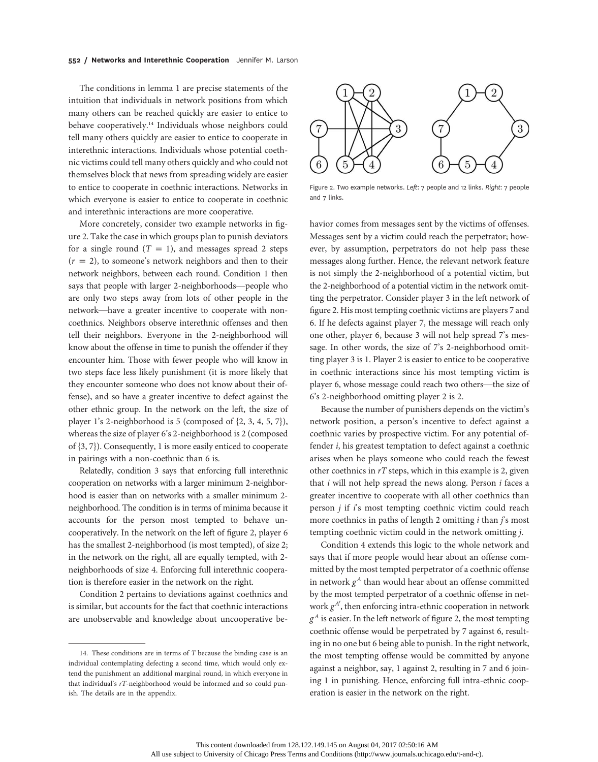The conditions in lemma 1 are precise statements of the intuition that individuals in network positions from which many others can be reached quickly are easier to entice to behave cooperatively.[14] Individuals whose neighbors could tell many others quickly are easier to entice to cooperate in interethnic interactions. Individuals whose potential coethnic victims could tell many others quickly and who could not themselves block that news from spreading widely are easier to entice to cooperate in coethnic interactions. Networks in which everyone is easier to entice to cooperate in coethnic and interethnic interactions are more cooperative.

More concretely, consider two example networks in figure 2. Take the case in which groups plan to punish deviators for a single round ($T = 1$), and messages spread 2 steps ($r = 2$), to someone's network neighbors and then to their network neighbors, between each round. Condition 1 then says that people with larger 2-neighborhoods—people who are only two steps away from lots of other people in the network—have a greater incentive to cooperate with noncoethnics. Neighbors observe interethnic offenses and then tell their neighbors. Everyone in the 2-neighborhood will know about the offense in time to punish the offender if they encounter him. Those with fewer people who will know in two steps face less likely punishment (it is more likely that they encounter someone who does not know about their offense), and so have a greater incentive to defect against the other ethnic group. In the network on the left, the size of player 1's 2-neighborhood is 5 (composed of {2, 3, 4, 5, 7}), whereas the size of player 6's 2-neighborhood is 2 (composed of {3, 7}). Consequently, 1 is more easily enticed to cooperate in pairings with a non-coethnic than 6 is.

Relatedly, condition 3 says that enforcing full interethnic cooperation on networks with a larger minimum 2-neighborhood is easier than on networks with a smaller minimum 2-neighborhood. The condition is in terms of minima because it accounts for the person most tempted to behave uncooperatively. In the network on the left of figure 2, player 6 has the smallest 2-neighborhood (is most tempted), of size 2; in the network on the right, all are equally tempted, with 2-neighborhoods of size 4. Enforcing full interethnic cooperation is therefore easier in the network on the right.

Condition 2 pertains to deviations against coethnics and is similar, but accounts for the fact that coethnic interactions are unobservable and knowledge about uncooperative behavior comes from messages sent by the victims of offenses. Messages sent by a victim could reach the perpetrator; however, by assumption, perpetrators do not help pass these messages along further. Hence, the relevant network feature is not simply the 2-neighborhood of a potential victim, but the 2-neighborhood of a potential victim in the network omitting the perpetrator. Consider player 3 in the left network of figure 2. His most tempting coethnic victims are players 7 and 6. If he defects against player 7, the message will reach only one other, player 6, because 3 will not help spread 7's message. In other words, the size of 7's 2-neighborhood omitting player 3 is 1. Player 2 is easier to entice to be cooperative in coethnic interactions since his most tempting victim is player 6, whose message could reach two others—the size of 6's 2-neighborhood omitting player 2 is 2.

Figure 2. Two example networks. *Left*: 7 people and 12 links. *Right*: 7 people and 7 links.

Because the number of punishers depends on the victim's network position, a person's incentive to defect against a coethnic varies by prospective victim. For any potential offender $i$, his greatest temptation to defect against a coethnic arises when he plays someone who could reach the fewest other coethnics in $rT$ steps, which in this example is 2, given that $i$ will not help spread the news along. Person $i$ faces a greater incentive to cooperate with all other coethnics than person $j$ if $i$'s most tempting coethnic victim could reach more coethnics in paths of length 2 omitting $i$ than $j$'s most tempting coethnic victim could in the network omitting $j$.

Condition 4 extends this logic to the whole network and says that if more people would hear about an offense committed by the most tempted perpetrator of a coethnic offense in network $g^A$ than would hear about an offense committed by the most tempted perpetrator of a coethnic offense in network $g^{A'}$, then enforcing intra-ethnic cooperation in network $g^A$ is easier. In the left network of figure 2, the most tempting coethnic offense would be perpetrated by 7 against 6, resulting in no one but 6 being able to punish. In the right network, the most tempting offense would be committed by anyone against a neighbor, say, 1 against 2, resulting in 7 and 6 joining 1 in punishing. Hence, enforcing full intra-ethnic cooperation is easier in the network on the right.

14. These conditions are in terms of $T$ because the binding case is an individual contemplating defecting a second time, which would only extend the punishment an additional marginal round, in which everyone in that individual's $rT$-neighborhood would be informed and so could punish. The details are in the appendix.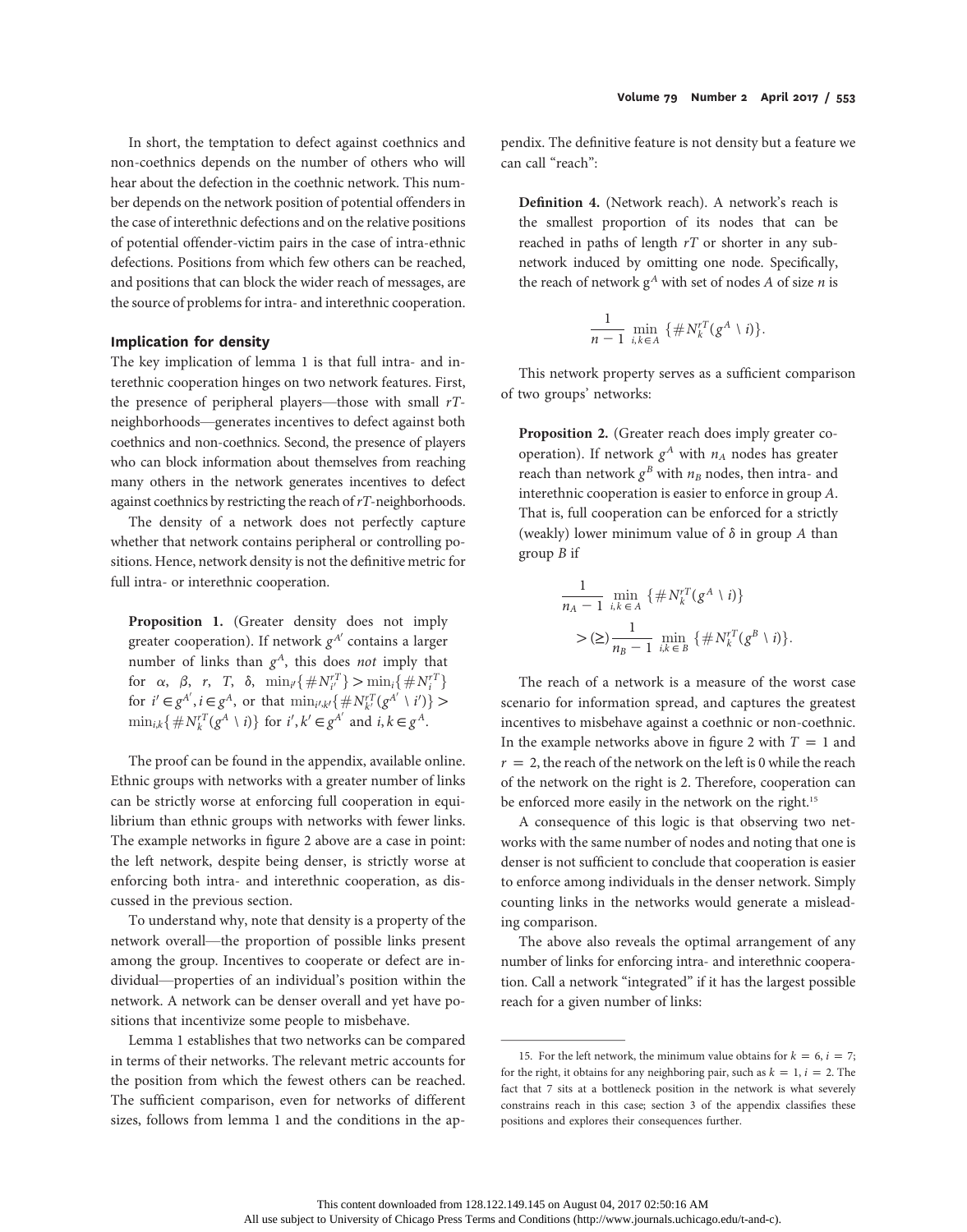In short, the temptation to defect against coethnics and non-coethnics depends on the number of others who will hear about the defection in the coethnic network. This number depends on the network position of potential offenders in the case of interethnic defections and on the relative positions of potential offender-victim pairs in the case of intra-ethnic defections. Positions from which few others can be reached, and positions that can block the wider reach of messages, are the source of problems for intra- and interethnic cooperation.

### Implication for density

The key implication of lemma 1 is that full intra- and interethnic cooperation hinges on two network features. First, the presence of peripheral players—those with small $rT$-neighborhoods—generates incentives to defect against both coethnics and non-coethnics. Second, the presence of players who can block information about themselves from reaching many others in the network generates incentives to defect against coethnics by restricting the reach of $rT$-neighborhoods.

The density of a network does not perfectly capture whether that network contains peripheral or controlling positions. Hence, network density is not the definitive metric for full intra- or interethnic cooperation.

> **Proposition 1.** (Greater density does not imply greater cooperation). If network $g^{A'}$ contains a larger number of links than $g^A$, this does *not* imply that for $\alpha$, $\beta$, $r$, $T$, $\delta$, $\min_{i'}\{\#N_{i'}^{rT}\} > \min_i\{\#N_i^{rT}\}$ for $i' \in g^{A'}, i \in g^A$, or that $\min_{i',k'}\{\#N_{k'}^{rT}(g^{A'} \setminus i')\} > \min_{i,k}\{\#N_k^{rT}(g^A \setminus i)\}$ for $i', k' \in g^{A'}$ and $i, k \in g^A$.

The proof can be found in the appendix, available online. Ethnic groups with networks with a greater number of links can be strictly worse at enforcing full cooperation in equilibrium than ethnic groups with networks with fewer links. The example networks in figure 2 above are a case in point: the left network, despite being denser, is strictly worse at enforcing both intra- and interethnic cooperation, as discussed in the previous section.

To understand why, note that density is a property of the network overall—the proportion of possible links present among the group. Incentives to cooperate or defect are individual—properties of an individual's position within the network. A network can be denser overall and yet have positions that incentivize some people to misbehave.

Lemma 1 establishes that two networks can be compared in terms of their networks. The relevant metric accounts for the position from which the fewest others can be reached. The sufficient comparison, even for networks of different sizes, follows from lemma 1 and the conditions in the appendix. The definitive feature is not density but a feature we can call "reach":

> **Definition 4.** (Network reach). A network's reach is the smallest proportion of its nodes that can be reached in paths of length $rT$ or shorter in any subnetwork induced by omitting one node. Specifically, the reach of network $g^A$ with set of nodes $A$ of size $n$ is
>
> $$\frac{1}{n-1} \min_{i,k \in A} \{\#N_k^{rT}(g^A \setminus i)\}.$$

This network property serves as a sufficient comparison of two groups' networks:

> **Proposition 2.** (Greater reach does imply greater cooperation). If network $g^A$ with $n_A$ nodes has greater reach than network $g^B$ with $n_B$ nodes, then intra- and interethnic cooperation is easier to enforce in group $A$. That is, full cooperation can be enforced for a strictly (weakly) lower minimum value of $\delta$ in group $A$ than group $B$ if
>
> $$\frac{1}{n_A - 1} \min_{i,k \in A} \{\#N_k^{rT}(g^A \setminus i)\} > (\geq) \frac{1}{n_B - 1} \min_{i,k \in B} \{\#N_k^{rT}(g^B \setminus i)\}.$$

The reach of a network is a measure of the worst case scenario for information spread, and captures the greatest incentives to misbehave against a coethnic or non-coethnic. In the example networks above in figure 2 with $T = 1$ and $r = 2$, the reach of the network on the left is 0 while the reach of the network on the right is 2. Therefore, cooperation can be enforced more easily in the network on the right.[15]

A consequence of this logic is that observing two networks with the same number of nodes and noting that one is denser is not sufficient to conclude that cooperation is easier to enforce among individuals in the denser network. Simply counting links in the networks would generate a misleading comparison.

The above also reveals the optimal arrangement of any number of links for enforcing intra- and interethnic cooperation. Call a network "integrated" if it has the largest possible reach for a given number of links:

---

15. For the left network, the minimum value obtains for $k = 6$, $i = 7$; for the right, it obtains for any neighboring pair, such as $k = 1$, $i = 2$. The fact that 7 sits at a bottleneck position in the network is what severely constrains reach in this case; section 3 of the appendix classifies these positions and explores their consequences further.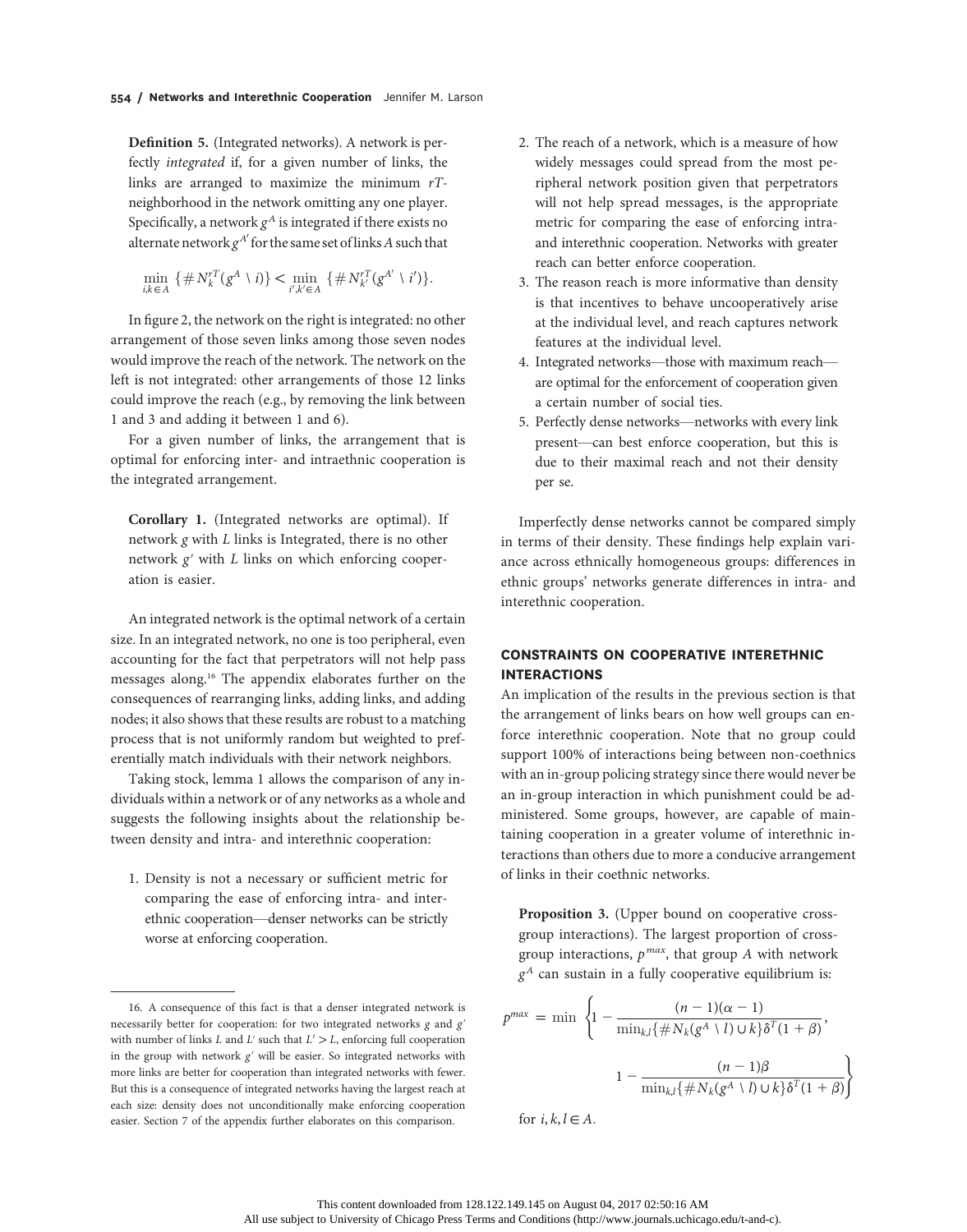**Definition 5.** (Integrated networks). A network is perfectly *integrated* if, for a given number of links, the links are arranged to maximize the minimum *rT*-neighborhood in the network omitting any one player. Specifically, a network $g^A$ is integrated if there exists no alternate network $g^{A'}$ for the same set of links $A$ such that

$$\min_{i,k \in A} \{\# N_k^{rT}(g^A \setminus i)\} < \min_{i',k' \in A} \{\# N_{k'}^{rT}(g^{A'} \setminus i')\}.$$

In figure 2, the network on the right is integrated: no other arrangement of those seven links among those seven nodes would improve the reach of the network. The network on the left is not integrated: other arrangements of those 12 links could improve the reach (e.g., by removing the link between 1 and 3 and adding it between 1 and 6).

For a given number of links, the arrangement that is optimal for enforcing inter- and intraethnic cooperation is the integrated arrangement.

**Corollary 1.** (Integrated networks are optimal). If network $g$ with $L$ links is Integrated, there is no other network $g'$ with $L$ links on which enforcing cooperation is easier.

An integrated network is the optimal network of a certain size. In an integrated network, no one is too peripheral, even accounting for the fact that perpetrators will not help pass messages along.[16] The appendix elaborates further on the consequences of rearranging links, adding links, and adding nodes; it also shows that these results are robust to a matching process that is not uniformly random but weighted to preferentially match individuals with their network neighbors.

Taking stock, lemma 1 allows the comparison of any individuals within a network or of any networks as a whole and suggests the following insights about the relationship between density and intra- and interethnic cooperation:

1. Density is not a necessary or sufficient metric for comparing the ease of enforcing intra- and interethnic cooperation—denser networks can be strictly worse at enforcing cooperation.
2. The reach of a network, which is a measure of how widely messages could spread from the most peripheral network position given that perpetrators will not help spread messages, is the appropriate metric for comparing the ease of enforcing intra- and interethnic cooperation. Networks with greater reach can better enforce cooperation.
3. The reason reach is more informative than density is that incentives to behave uncooperatively arise at the individual level, and reach captures network features at the individual level.
4. Integrated networks—those with maximum reach—are optimal for the enforcement of cooperation given a certain number of social ties.
5. Perfectly dense networks—networks with every link present—can best enforce cooperation, but this is due to their maximal reach and not their density per se.

Imperfectly dense networks cannot be compared simply in terms of their density. These findings help explain variance across ethnically homogeneous groups: differences in ethnic groups' networks generate differences in intra- and interethnic cooperation.

## CONSTRAINTS ON COOPERATIVE INTERETHNIC INTERACTIONS

An implication of the results in the previous section is that the arrangement of links bears on how well groups can enforce interethnic cooperation. Note that no group could support 100% of interactions being between non-coethnics with an in-group policing strategy since there would never be an in-group interaction in which punishment could be administered. Some groups, however, are capable of maintaining cooperation in a greater volume of interethnic interactions than others due to more a conducive arrangement of links in their coethnic networks.

**Proposition 3.** (Upper bound on cooperative cross-group interactions). The largest proportion of cross-group interactions, $p^{max}$, that group $A$ with network $g^A$ can sustain in a fully cooperative equilibrium is:

$$p^{max} = \min \left\{ 1 - \frac{(n-1)(\alpha - 1)}{\min_{k,l}\{\# N_k(g^A \setminus l) \cup k\}\delta^T(1+\beta)}, \right.$$
$$\left. 1 - \frac{(n-1)\beta}{\min_{k,l}\{\# N_k(g^A \setminus l) \cup k\}\delta^T(1+\beta)} \right\}$$

for $i, k, l \in A$.

16. A consequence of this fact is that a denser integrated network is necessarily better for cooperation: for two integrated networks $g$ and $g'$ with number of links $L$ and $L'$ such that $L' > L$, enforcing full cooperation in the group with network $g'$ will be easier. So integrated networks with more links are better for cooperation than integrated networks with fewer. But this is a consequence of integrated networks having the largest reach at each size: density does not unconditionally make enforcing cooperation easier. Section 7 of the appendix further elaborates on this comparison.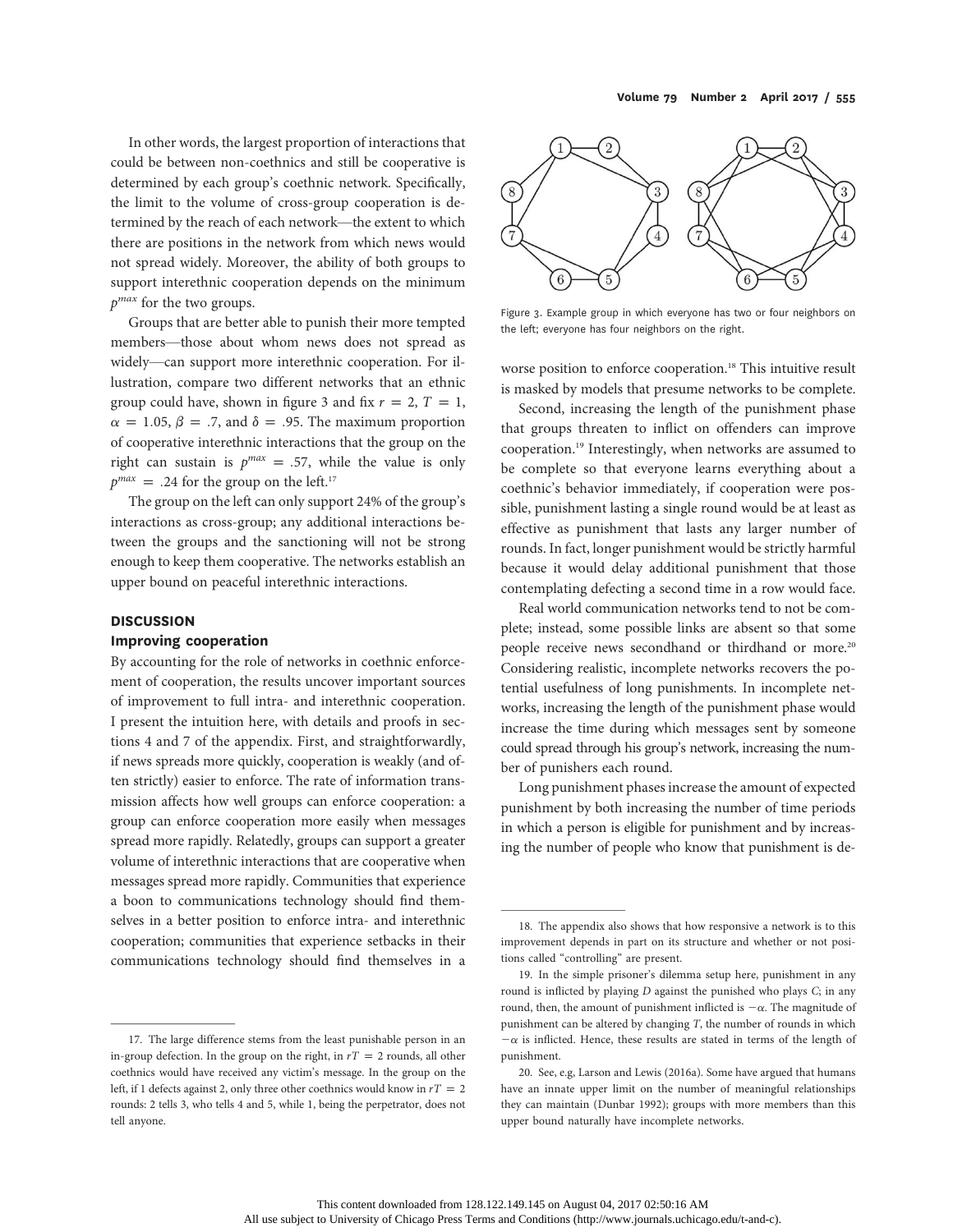In other words, the largest proportion of interactions that could be between non-coethnics and still be cooperative is determined by each group's coethnic network. Specifically, the limit to the volume of cross-group cooperation is determined by the reach of each network—the extent to which there are positions in the network from which news would not spread widely. Moreover, the ability of both groups to support interethnic cooperation depends on the minimum $p^{max}$ for the two groups.

Groups that are better able to punish their more tempted members—those about whom news does not spread as widely—can support more interethnic cooperation. For illustration, compare two different networks that an ethnic group could have, shown in figure 3 and fix $r = 2$, $T = 1$, $\alpha = 1.05$, $\beta = .7$, and $\delta = .95$. The maximum proportion of cooperative interethnic interactions that the group on the right can sustain is $p^{max} = .57$, while the value is only $p^{max} = .24$ for the group on the left.[17]

The group on the left can only support 24% of the group's interactions as cross-group; any additional interactions between the groups and the sanctioning will not be strong enough to keep them cooperative. The networks establish an upper bound on peaceful interethnic interactions.

Figure 3. Example group in which everyone has two or four neighbors on the left; everyone has four neighbors on the right.

## DISCUSSION

### Improving cooperation

By accounting for the role of networks in coethnic enforcement of cooperation, the results uncover important sources of improvement to full intra- and interethnic cooperation. I present the intuition here, with details and proofs in sections 4 and 7 of the appendix. First, and straightforwardly, if news spreads more quickly, cooperation is weakly (and often strictly) easier to enforce. The rate of information transmission affects how well groups can enforce cooperation: a group can enforce cooperation more easily when messages spread more rapidly. Relatedly, groups can support a greater volume of interethnic interactions that are cooperative when messages spread more rapidly. Communities that experience a boon to communications technology should find themselves in a better position to enforce intra- and interethnic cooperation; communities that experience setbacks in their communications technology should find themselves in a worse position to enforce cooperation.[18] This intuitive result is masked by models that presume networks to be complete.

Second, increasing the length of the punishment phase that groups threaten to inflict on offenders can improve cooperation.[19] Interestingly, when networks are assumed to be complete so that everyone learns everything about a coethnic's behavior immediately, if cooperation were possible, punishment lasting a single round would be at least as effective as punishment that lasts any larger number of rounds. In fact, longer punishment would be strictly harmful because it would delay additional punishment that those contemplating defecting a second time in a row would face.

Real world communication networks tend to not be complete; instead, some possible links are absent so that some people receive news secondhand or thirdhand or more.[20] Considering realistic, incomplete networks recovers the potential usefulness of long punishments. In incomplete networks, increasing the length of the punishment phase would increase the time during which messages sent by someone could spread through his group's network, increasing the number of punishers each round.

Long punishment phases increase the amount of expected punishment by both increasing the number of time periods in which a person is eligible for punishment and by increasing the number of people who know that punishment is de-

17. The large difference stems from the least punishable person in an in-group defection. In the group on the right, in $rT = 2$ rounds, all other coethnics would have received any victim's message. In the group on the left, if 1 defects against 2, only three other coethnics would know in $rT = 2$ rounds: 2 tells 3, who tells 4 and 5, while 1, being the perpetrator, does not tell anyone.

18. The appendix also shows that how responsive a network is to this improvement depends in part on its structure and whether or not positions called "controlling" are present.

19. In the simple prisoner's dilemma setup here, punishment in any round is inflicted by playing $D$ against the punished who plays $C$; in any round, then, the amount of punishment inflicted is $-\alpha$. The magnitude of punishment can be altered by changing $T$, the number of rounds in which $-\alpha$ is inflicted. Hence, these results are stated in terms of the length of punishment.

20. See, e.g, Larson and Lewis (2016a). Some have argued that humans have an innate upper limit on the number of meaningful relationships they can maintain (Dunbar 1992); groups with more members than this upper bound naturally have incomplete networks.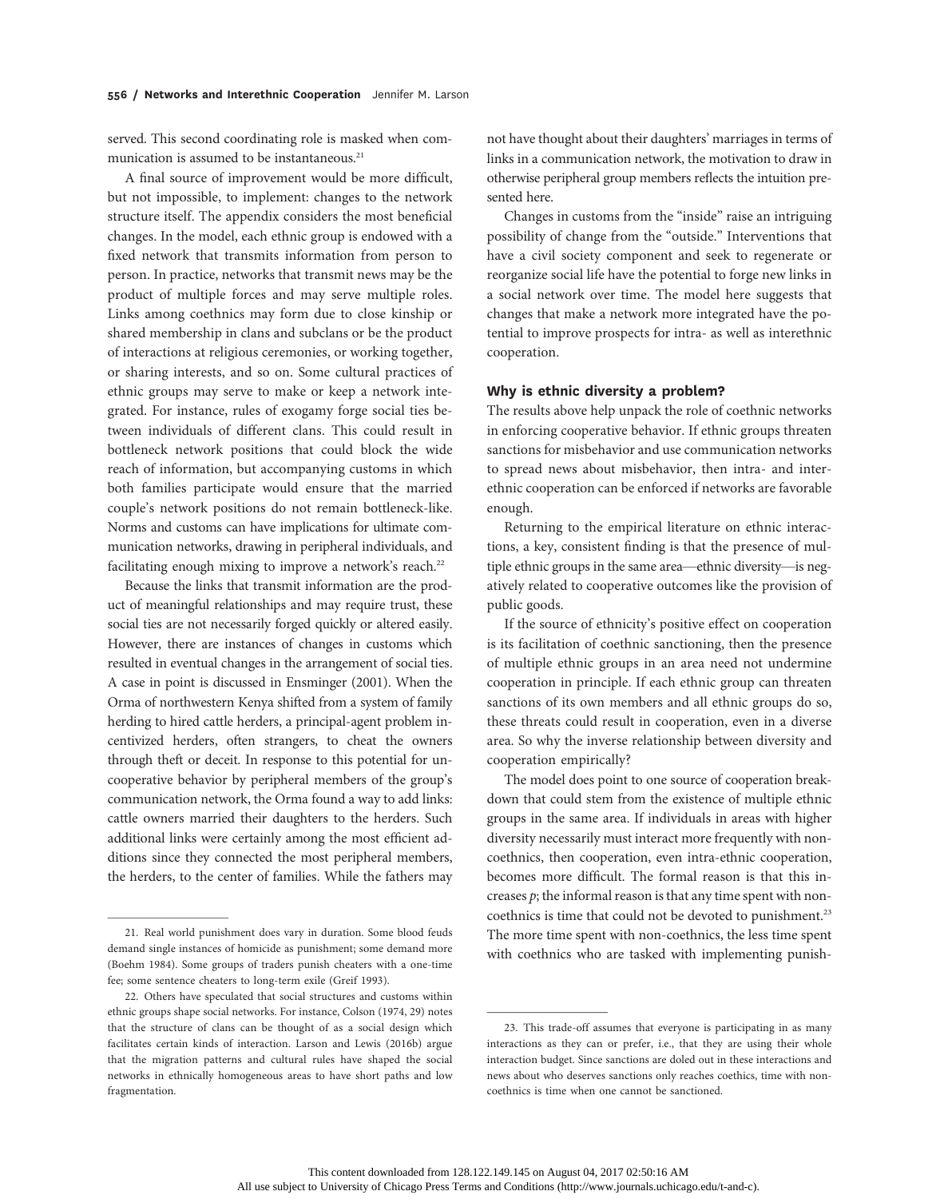served. This second coordinating role is masked when communication is assumed to be instantaneous.[21]

A final source of improvement would be more difficult, but not impossible, to implement: changes to the network structure itself. The appendix considers the most beneficial changes. In the model, each ethnic group is endowed with a fixed network that transmits information from person to person. In practice, networks that transmit news may be the product of multiple forces and may serve multiple roles. Links among coethnics may form due to close kinship or shared membership in clans and subclans or be the product of interactions at religious ceremonies, or working together, or sharing interests, and so on. Some cultural practices of ethnic groups may serve to make or keep a network integrated. For instance, rules of exogamy forge social ties between individuals of different clans. This could result in bottleneck network positions that could block the wide reach of information, but accompanying customs in which both families participate would ensure that the married couple's network positions do not remain bottleneck-like. Norms and customs can have implications for ultimate communication networks, drawing in peripheral individuals, and facilitating enough mixing to improve a network's reach.[22]

Because the links that transmit information are the product of meaningful relationships and may require trust, these social ties are not necessarily forged quickly or altered easily. However, there are instances of changes in customs which resulted in eventual changes in the arrangement of social ties. A case in point is discussed in Ensminger (2001). When the Orma of northwestern Kenya shifted from a system of family herding to hired cattle herders, a principal-agent problem incentivized herders, often strangers, to cheat the owners through theft or deceit. In response to this potential for uncooperative behavior by peripheral members of the group's communication network, the Orma found a way to add links: cattle owners married their daughters to the herders. Such additional links were certainly among the most efficient additions since they connected the most peripheral members, the herders, to the center of families. While the fathers may not have thought about their daughters' marriages in terms of links in a communication network, the motivation to draw in otherwise peripheral group members reflects the intuition presented here.

Changes in customs from the "inside" raise an intriguing possibility of change from the "outside." Interventions that have a civil society component and seek to regenerate or reorganize social life have the potential to forge new links in a social network over time. The model here suggests that changes that make a network more integrated have the potential to improve prospects for intra- as well as interethnic cooperation.

### Why is ethnic diversity a problem?

The results above help unpack the role of coethnic networks in enforcing cooperative behavior. If ethnic groups threaten sanctions for misbehavior and use communication networks to spread news about misbehavior, then intra- and interethnic cooperation can be enforced if networks are favorable enough.

Returning to the empirical literature on ethnic interactions, a key, consistent finding is that the presence of multiple ethnic groups in the same area—ethnic diversity—is negatively related to cooperative outcomes like the provision of public goods.

If the source of ethnicity's positive effect on cooperation is its facilitation of coethnic sanctioning, then the presence of multiple ethnic groups in an area need not undermine cooperation in principle. If each ethnic group can threaten sanctions of its own members and all ethnic groups do so, these threats could result in cooperation, even in a diverse area. So why the inverse relationship between diversity and cooperation empirically?

The model does point to one source of cooperation breakdown that could stem from the existence of multiple ethnic groups in the same area. If individuals in areas with higher diversity necessarily must interact more frequently with non-coethnics, then cooperation, even intra-ethnic cooperation, becomes more difficult. The formal reason is that this increases $p$; the informal reason is that any time spent with non-coethnics is time that could not be devoted to punishment.[23] The more time spent with non-coethnics, the less time spent with coethnics who are tasked with implementing punish-

21. Real world punishment does vary in duration. Some blood feuds demand single instances of homicide as punishment; some demand more (Boehm 1984). Some groups of traders punish cheaters with a one-time fee; some sentence cheaters to long-term exile (Greif 1993).

22. Others have speculated that social structures and customs within ethnic groups shape social networks. For instance, Colson (1974, 29) notes that the structure of clans can be thought of as a social design which facilitates certain kinds of interaction. Larson and Lewis (2016b) argue that the migration patterns and cultural rules have shaped the social networks in ethnically homogeneous areas to have short paths and low fragmentation.

23. This trade-off assumes that everyone is participating in as many interactions as they can or prefer, i.e., that they are using their whole interaction budget. Since sanctions are doled out in these interactions and news about who deserves sanctions only reaches coethics, time with non-coethnics is time when one cannot be sanctioned.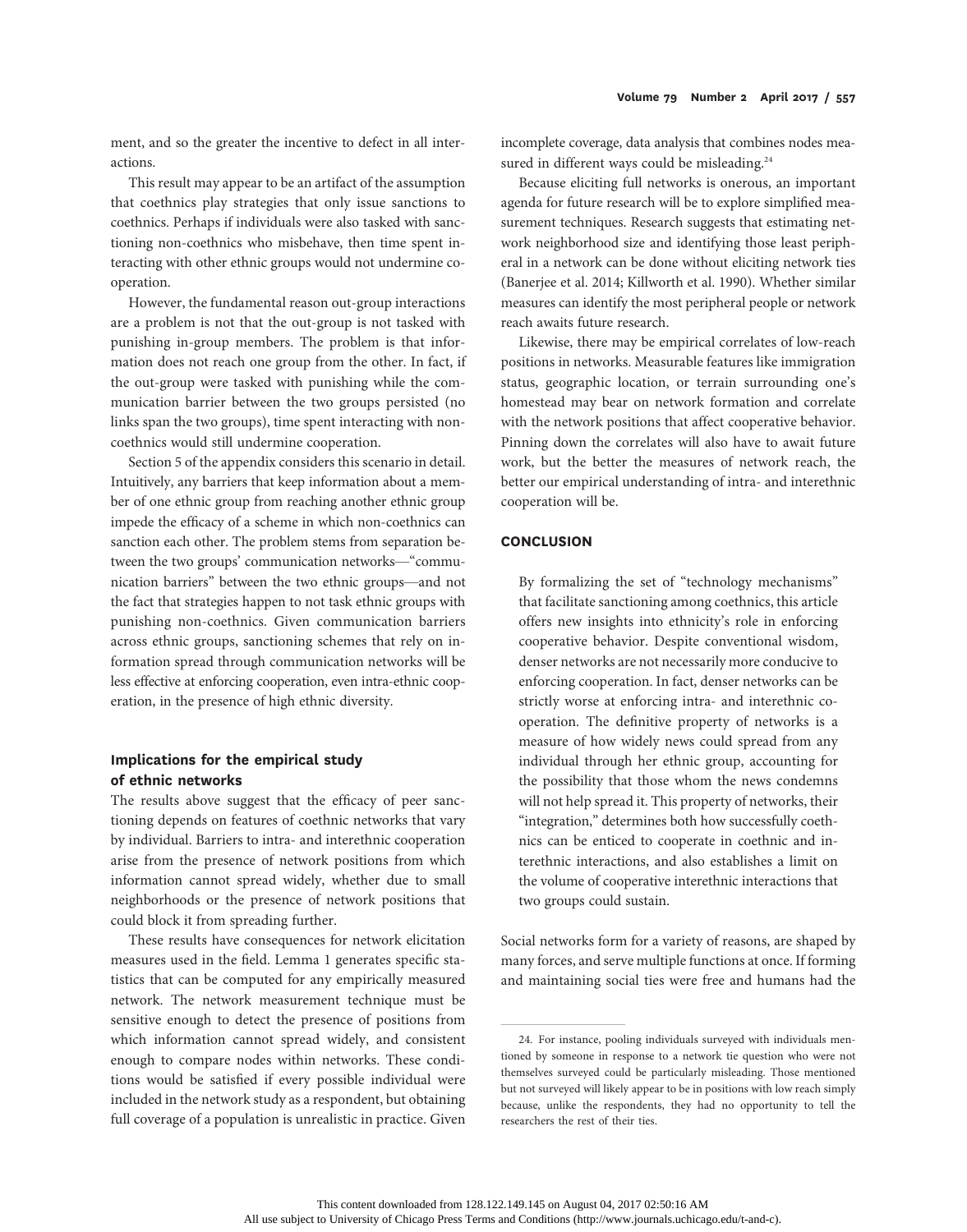ment, and so the greater the incentive to defect in all interactions.

This result may appear to be an artifact of the assumption that coethnics play strategies that only issue sanctions to coethnics. Perhaps if individuals were also tasked with sanctioning non-coethnics who misbehave, then time spent interacting with other ethnic groups would not undermine cooperation.

However, the fundamental reason out-group interactions are a problem is not that the out-group is not tasked with punishing in-group members. The problem is that information does not reach one group from the other. In fact, if the out-group were tasked with punishing while the communication barrier between the two groups persisted (no links span the two groups), time spent interacting with non-coethnics would still undermine cooperation.

Section 5 of the appendix considers this scenario in detail. Intuitively, any barriers that keep information about a member of one ethnic group from reaching another ethnic group impede the efficacy of a scheme in which non-coethnics can sanction each other. The problem stems from separation between the two groups' communication networks—"communication barriers" between the two ethnic groups—and not the fact that strategies happen to not task ethnic groups with punishing non-coethnics. Given communication barriers across ethnic groups, sanctioning schemes that rely on information spread through communication networks will be less effective at enforcing cooperation, even intra-ethnic cooperation, in the presence of high ethnic diversity.

### Implications for the empirical study of ethnic networks

The results above suggest that the efficacy of peer sanctioning depends on features of coethnic networks that vary by individual. Barriers to intra- and interethnic cooperation arise from the presence of network positions from which information cannot spread widely, whether due to small neighborhoods or the presence of network positions that could block it from spreading further.

These results have consequences for network elicitation measures used in the field. Lemma 1 generates specific statistics that can be computed for any empirically measured network. The network measurement technique must be sensitive enough to detect the presence of positions from which information cannot spread widely, and consistent enough to compare nodes within networks. These conditions would be satisfied if every possible individual were included in the network study as a respondent, but obtaining full coverage of a population is unrealistic in practice. Given incomplete coverage, data analysis that combines nodes measured in different ways could be misleading.[24]

Because eliciting full networks is onerous, an important agenda for future research will be to explore simplified measurement techniques. Research suggests that estimating network neighborhood size and identifying those least peripheral in a network can be done without eliciting network ties (Banerjee et al. 2014; Killworth et al. 1990). Whether similar measures can identify the most peripheral people or network reach awaits future research.

Likewise, there may be empirical correlates of low-reach positions in networks. Measurable features like immigration status, geographic location, or terrain surrounding one's homestead may bear on network formation and correlate with the network positions that affect cooperative behavior. Pinning down the correlates will also have to await future work, but the better the measures of network reach, the better our empirical understanding of intra- and interethnic cooperation will be.

## CONCLUSION

> By formalizing the set of "technology mechanisms" that facilitate sanctioning among coethnics, this article offers new insights into ethnicity's role in enforcing cooperative behavior. Despite conventional wisdom, denser networks are not necessarily more conducive to enforcing cooperation. In fact, denser networks can be strictly worse at enforcing intra- and interethnic cooperation. The definitive property of networks is a measure of how widely news could spread from any individual through her ethnic group, accounting for the possibility that those whom the news condemns will not help spread it. This property of networks, their "integration," determines both how successfully coethnics can be enticed to cooperate in coethnic and interethnic interactions, and also establishes a limit on the volume of cooperative interethnic interactions that two groups could sustain.

Social networks form for a variety of reasons, are shaped by many forces, and serve multiple functions at once. If forming and maintaining social ties were free and humans had the

24. For instance, pooling individuals surveyed with individuals mentioned by someone in response to a network tie question who were not themselves surveyed could be particularly misleading. Those mentioned but not surveyed will likely appear to be in positions with low reach simply because, unlike the respondents, they had no opportunity to tell the researchers the rest of their ties.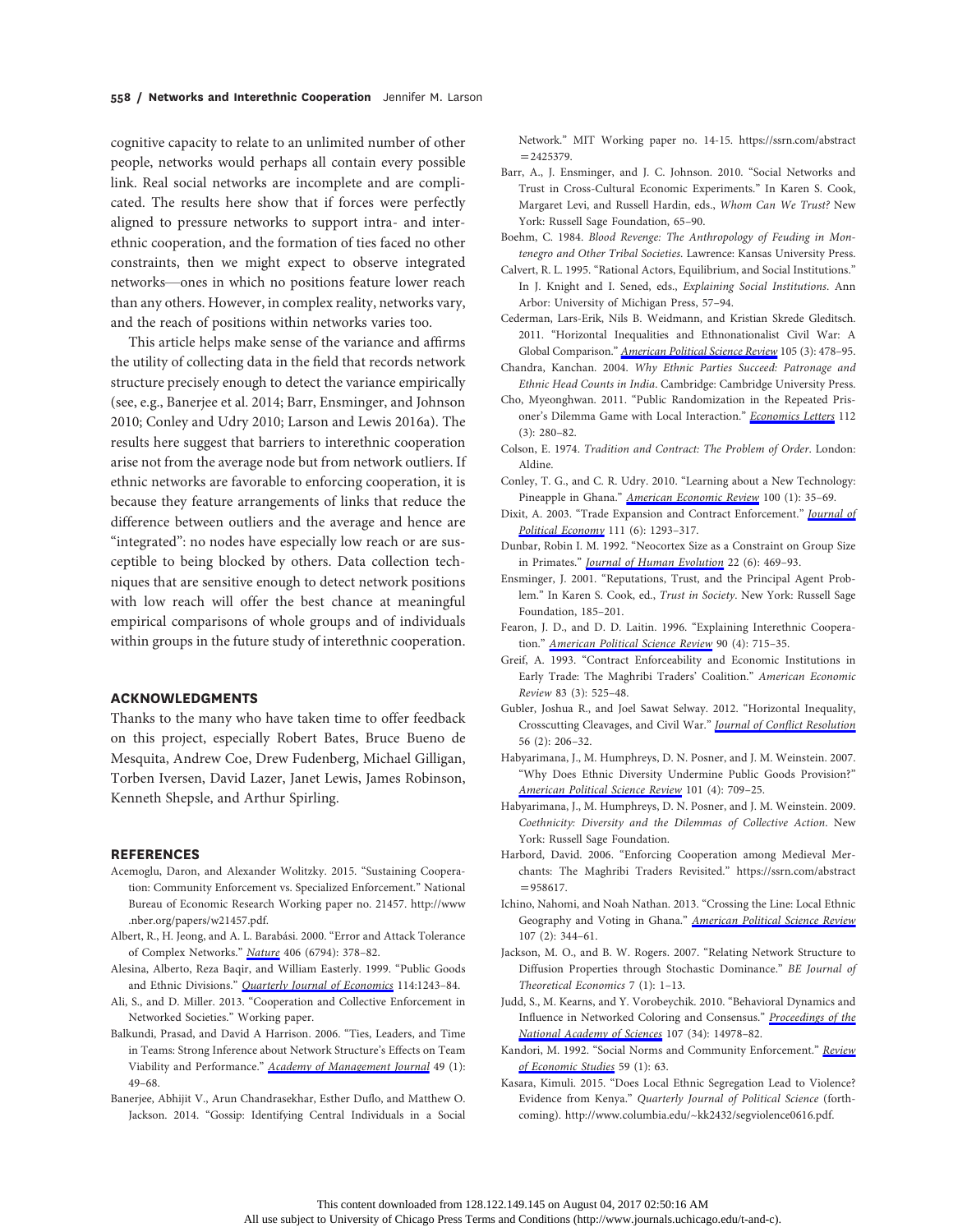cognitive capacity to relate to an unlimited number of other people, networks would perhaps all contain every possible link. Real social networks are incomplete and are complicated. The results here show that if forces were perfectly aligned to pressure networks to support intra- and interethnic cooperation, and the formation of ties faced no other constraints, then we might expect to observe integrated networks—ones in which no positions feature lower reach than any others. However, in complex reality, networks vary, and the reach of positions within networks varies too.

This article helps make sense of the variance and affirms the utility of collecting data in the field that records network structure precisely enough to detect the variance empirically (see, e.g., Banerjee et al. 2014; Barr, Ensminger, and Johnson 2010; Conley and Udry 2010; Larson and Lewis 2016a). The results here suggest that barriers to interethnic cooperation arise not from the average node but from network outliers. If ethnic networks are favorable to enforcing cooperation, it is because they feature arrangements of links that reduce the difference between outliers and the average and hence are "integrated": no nodes have especially low reach or are susceptible to being blocked by others. Data collection techniques that are sensitive enough to detect network positions with low reach will offer the best chance at meaningful empirical comparisons of whole groups and of individuals within groups in the future study of interethnic cooperation.

## ACKNOWLEDGMENTS

Thanks to the many who have taken time to offer feedback on this project, especially Robert Bates, Bruce Bueno de Mesquita, Andrew Coe, Drew Fudenberg, Michael Gilligan, Torben Iversen, David Lazer, Janet Lewis, James Robinson, Kenneth Shepsle, and Arthur Spirling.

## REFERENCES

Acemoglu, Daron, and Alexander Wolitzky. 2015. "Sustaining Cooperation: Community Enforcement vs. Specialized Enforcement." National Bureau of Economic Research Working paper no. 21457. http://www.nber.org/papers/w21457.pdf.

Albert, R., H. Jeong, and A. L. Barabási. 2000. "Error and Attack Tolerance of Complex Networks." *Nature* 406 (6794): 378–82.

Alesina, Alberto, Reza Baqir, and William Easterly. 1999. "Public Goods and Ethnic Divisions." *Quarterly Journal of Economics* 114:1243–84.

Ali, S., and D. Miller. 2013. "Cooperation and Collective Enforcement in Networked Societies." Working paper.

Balkundi, Prasad, and David A Harrison. 2006. "Ties, Leaders, and Time in Teams: Strong Inference about Network Structure's Effects on Team Viability and Performance." *Academy of Management Journal* 49 (1): 49–68.

Banerjee, Abhijit V., Arun Chandrasekhar, Esther Duflo, and Matthew O. Jackson. 2014. "Gossip: Identifying Central Individuals in a Social Network." MIT Working paper no. 14-15. https://ssrn.com/abstract=2425379.

Barr, A., J. Ensminger, and J. C. Johnson. 2010. "Social Networks and Trust in Cross-Cultural Economic Experiments." In Karen S. Cook, Margaret Levi, and Russell Hardin, eds., *Whom Can We Trust?* New York: Russell Sage Foundation, 65–90.

Boehm, C. 1984. *Blood Revenge: The Anthropology of Feuding in Montenegro and Other Tribal Societies*. Lawrence: Kansas University Press.

Calvert, R. L. 1995. "Rational Actors, Equilibrium, and Social Institutions." In J. Knight and I. Sened, eds., *Explaining Social Institutions*. Ann Arbor: University of Michigan Press, 57–94.

Cederman, Lars-Erik, Nils B. Weidmann, and Kristian Skrede Gleditsch. 2011. "Horizontal Inequalities and Ethnonationalist Civil War: A Global Comparison." *American Political Science Review* 105 (3): 478–95.

Chandra, Kanchan. 2004. *Why Ethnic Parties Succeed: Patronage and Ethnic Head Counts in India*. Cambridge: Cambridge University Press.

Cho, Myeonghwan. 2011. "Public Randomization in the Repeated Prisoner's Dilemma Game with Local Interaction." *Economics Letters* 112 (3): 280–82.

Colson, E. 1974. *Tradition and Contract: The Problem of Order*. London: Aldine.

Conley, T. G., and C. R. Udry. 2010. "Learning about a New Technology: Pineapple in Ghana." *American Economic Review* 100 (1): 35–69.

Dixit, A. 2003. "Trade Expansion and Contract Enforcement." *Journal of Political Economy* 111 (6): 1293–317.

Dunbar, Robin I. M. 1992. "Neocortex Size as a Constraint on Group Size in Primates." *Journal of Human Evolution* 22 (6): 469–93.

Ensminger, J. 2001. "Reputations, Trust, and the Principal Agent Problem." In Karen S. Cook, ed., *Trust in Society*. New York: Russell Sage Foundation, 185–201.

Fearon, J. D., and D. D. Laitin. 1996. "Explaining Interethnic Cooperation." *American Political Science Review* 90 (4): 715–35.

Greif, A. 1993. "Contract Enforceability and Economic Institutions in Early Trade: The Maghribi Traders' Coalition." *American Economic Review* 83 (3): 525–48.

Gubler, Joshua R., and Joel Sawat Selway. 2012. "Horizontal Inequality, Crosscutting Cleavages, and Civil War." *Journal of Conflict Resolution* 56 (2): 206–32.

Habyarimana, J., M. Humphreys, D. N. Posner, and J. M. Weinstein. 2007. "Why Does Ethnic Diversity Undermine Public Goods Provision?" *American Political Science Review* 101 (4): 709–25.

Habyarimana, J., M. Humphreys, D. N. Posner, and J. M. Weinstein. 2009. *Coethnicity: Diversity and the Dilemmas of Collective Action*. New York: Russell Sage Foundation.

Harbord, David. 2006. "Enforcing Cooperation among Medieval Merchants: The Maghribi Traders Revisited." https://ssrn.com/abstract=958617.

Ichino, Nahomi, and Noah Nathan. 2013. "Crossing the Line: Local Ethnic Geography and Voting in Ghana." *American Political Science Review* 107 (2): 344–61.

Jackson, M. O., and B. W. Rogers. 2007. "Relating Network Structure to Diffusion Properties through Stochastic Dominance." *BE Journal of Theoretical Economics* 7 (1): 1–13.

Judd, S., M. Kearns, and Y. Vorobeychik. 2010. "Behavioral Dynamics and Influence in Networked Coloring and Consensus." *Proceedings of the National Academy of Sciences* 107 (34): 14978–82.

Kandori, M. 1992. "Social Norms and Community Enforcement." *Review of Economic Studies* 59 (1): 63.

Kasara, Kimuli. 2015. "Does Local Ethnic Segregation Lead to Violence? Evidence from Kenya." *Quarterly Journal of Political Science* (forthcoming). http://www.columbia.edu/~kk2432/segviolence0616.pdf.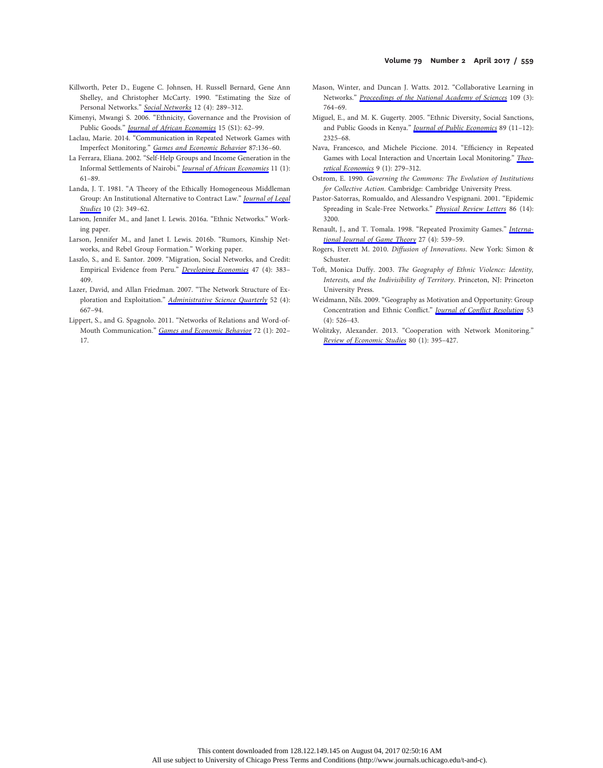Killworth, Peter D., Eugene C. Johnsen, H. Russell Bernard, Gene Ann Shelley, and Christopher McCarty. 1990. "Estimating the Size of Personal Networks." *Social Networks* 12 (4): 289–312.

Kimenyi, Mwangi S. 2006. "Ethnicity, Governance and the Provision of Public Goods." *Journal of African Economies* 15 (S1): 62–99.

Laclau, Marie. 2014. "Communication in Repeated Network Games with Imperfect Monitoring." *Games and Economic Behavior* 87:136–60.

La Ferrara, Eliana. 2002. "Self-Help Groups and Income Generation in the Informal Settlements of Nairobi." *Journal of African Economies* 11 (1): 61–89.

Landa, J. T. 1981. "A Theory of the Ethically Homogeneous Middleman Group: An Institutional Alternative to Contract Law." *Journal of Legal Studies* 10 (2): 349–62.

Larson, Jennifer M., and Janet I. Lewis. 2016a. "Ethnic Networks." Working paper.

Larson, Jennifer M., and Janet I. Lewis. 2016b. "Rumors, Kinship Networks, and Rebel Group Formation." Working paper.

Laszlo, S., and E. Santor. 2009. "Migration, Social Networks, and Credit: Empirical Evidence from Peru." *Developing Economies* 47 (4): 383–409.

Lazer, David, and Allan Friedman. 2007. "The Network Structure of Exploration and Exploitation." *Administrative Science Quarterly* 52 (4): 667–94.

Lippert, S., and G. Spagnolo. 2011. "Networks of Relations and Word-of-Mouth Communication." *Games and Economic Behavior* 72 (1): 202–17.

Mason, Winter, and Duncan J. Watts. 2012. "Collaborative Learning in Networks." *Proceedings of the National Academy of Sciences* 109 (3): 764–69.

Miguel, E., and M. K. Gugerty. 2005. "Ethnic Diversity, Social Sanctions, and Public Goods in Kenya." *Journal of Public Economics* 89 (11–12): 2325–68.

Nava, Francesco, and Michele Piccione. 2014. "Efficiency in Repeated Games with Local Interaction and Uncertain Local Monitoring." *Theoretical Economics* 9 (1): 279–312.

Ostrom, E. 1990. *Governing the Commons: The Evolution of Institutions for Collective Action*. Cambridge: Cambridge University Press.

Pastor-Satorras, Romualdo, and Alessandro Vespignani. 2001. "Epidemic Spreading in Scale-Free Networks." *Physical Review Letters* 86 (14): 3200.

Renault, J., and T. Tomala. 1998. "Repeated Proximity Games." *International Journal of Game Theory* 27 (4): 539–59.

Rogers, Everett M. 2010. *Diffusion of Innovations*. New York: Simon & Schuster.

Toft, Monica Duffy. 2003. *The Geography of Ethnic Violence: Identity, Interests, and the Indivisibility of Territory*. Princeton, NJ: Princeton University Press.

Weidmann, Nils. 2009. "Geography as Motivation and Opportunity: Group Concentration and Ethnic Conflict." *Journal of Conflict Resolution* 53 (4): 526–43.

Wolitzky, Alexander. 2013. "Cooperation with Network Monitoring." *Review of Economic Studies* 80 (1): 395–427.